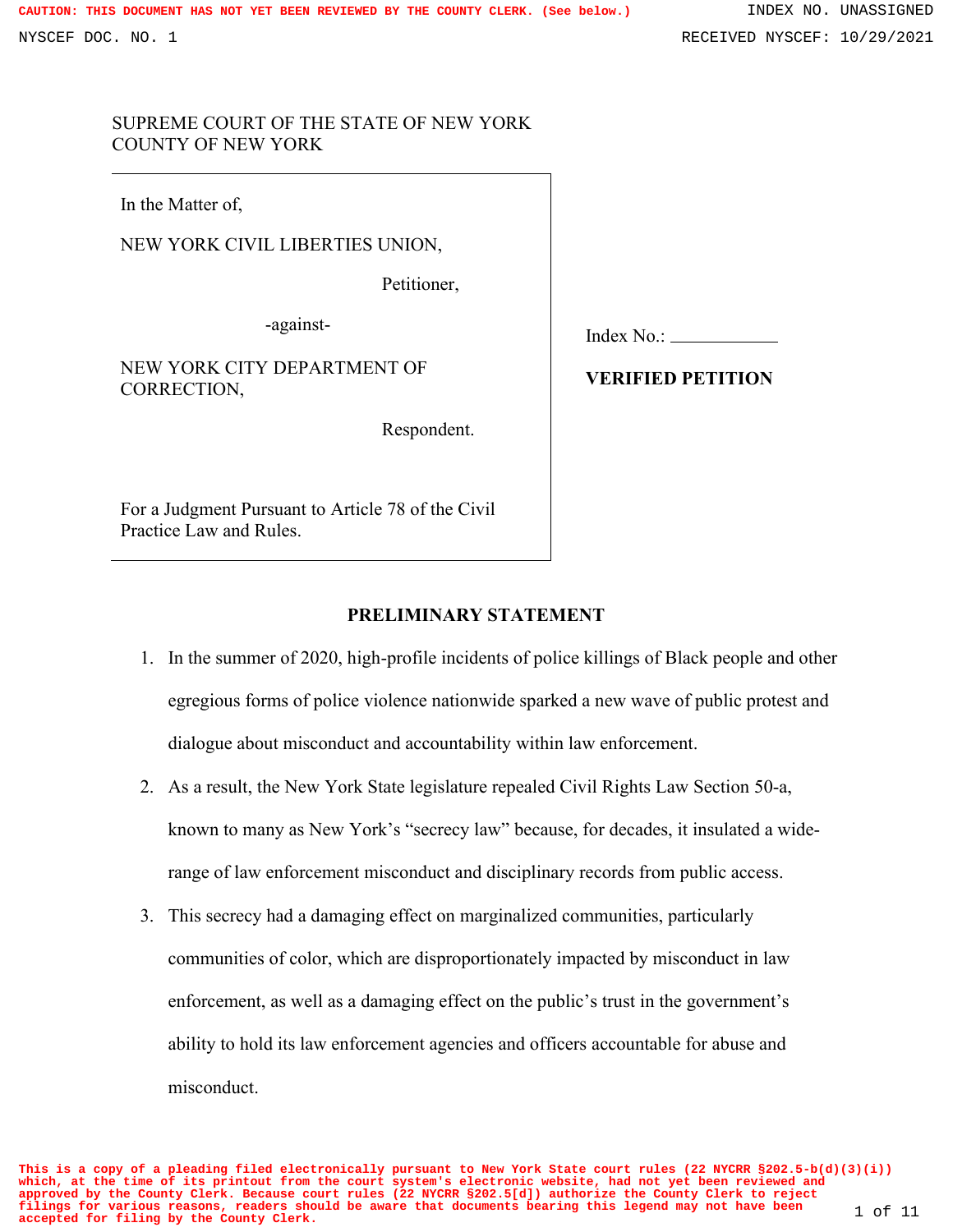SUPREME COURT OF THE STATE OF NEW YORK
COUNTY OF NEW YORK

In the Matter of,

NEW YORK CIVIL LIBERTIES UNION,

Petitioner,

-against-

NEW YORK CITY DEPARTMENT OF CORRECTION,

Respondent.

For a Judgment Pursuant to Article 78 of the Civil Practice Law and Rules.

Index No.: ____________

**VERIFIED PETITION**

## PRELIMINARY STATEMENT

1. In the summer of 2020, high-profile incidents of police killings of Black people and other egregious forms of police violence nationwide sparked a new wave of public protest and dialogue about misconduct and accountability within law enforcement.

2. As a result, the New York State legislature repealed Civil Rights Law Section 50-a, known to many as New York's "secrecy law" because, for decades, it insulated a wide-range of law enforcement misconduct and disciplinary records from public access.

3. This secrecy had a damaging effect on marginalized communities, particularly communities of color, which are disproportionately impacted by misconduct in law enforcement, as well as a damaging effect on the public's trust in the government's ability to hold its law enforcement agencies and officers accountable for abuse and misconduct.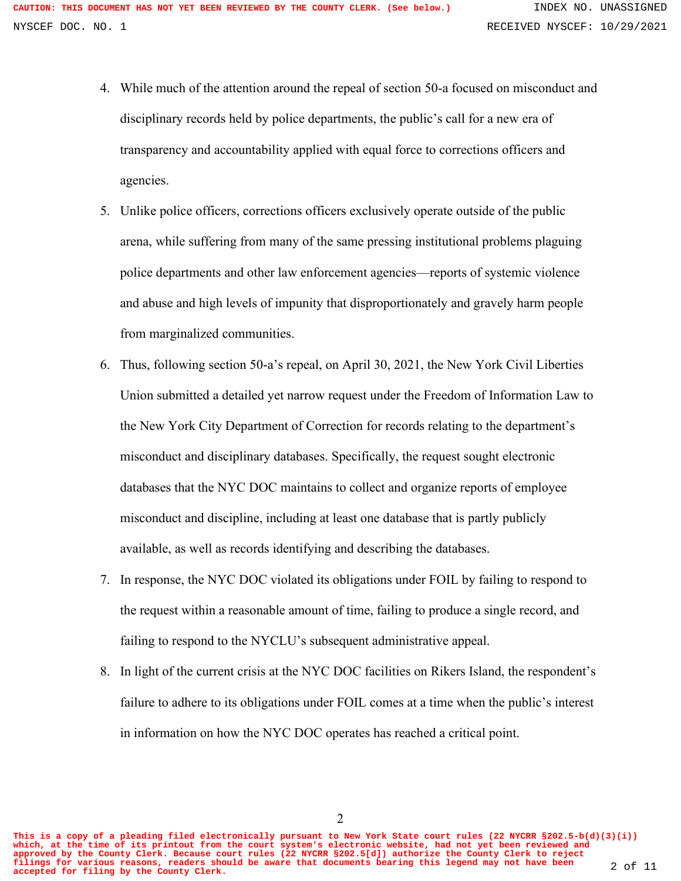4. While much of the attention around the repeal of section 50-a focused on misconduct and disciplinary records held by police departments, the public's call for a new era of transparency and accountability applied with equal force to corrections officers and agencies.

5. Unlike police officers, corrections officers exclusively operate outside of the public arena, while suffering from many of the same pressing institutional problems plaguing police departments and other law enforcement agencies—reports of systemic violence and abuse and high levels of impunity that disproportionately and gravely harm people from marginalized communities.

6. Thus, following section 50-a's repeal, on April 30, 2021, the New York Civil Liberties Union submitted a detailed yet narrow request under the Freedom of Information Law to the New York City Department of Correction for records relating to the department's misconduct and disciplinary databases. Specifically, the request sought electronic databases that the NYC DOC maintains to collect and organize reports of employee misconduct and discipline, including at least one database that is partly publicly available, as well as records identifying and describing the databases.

7. In response, the NYC DOC violated its obligations under FOIL by failing to respond to the request within a reasonable amount of time, failing to produce a single record, and failing to respond to the NYCLU's subsequent administrative appeal.

8. In light of the current crisis at the NYC DOC facilities on Rikers Island, the respondent's failure to adhere to its obligations under FOIL comes at a time when the public's interest in information on how the NYC DOC operates has reached a critical point.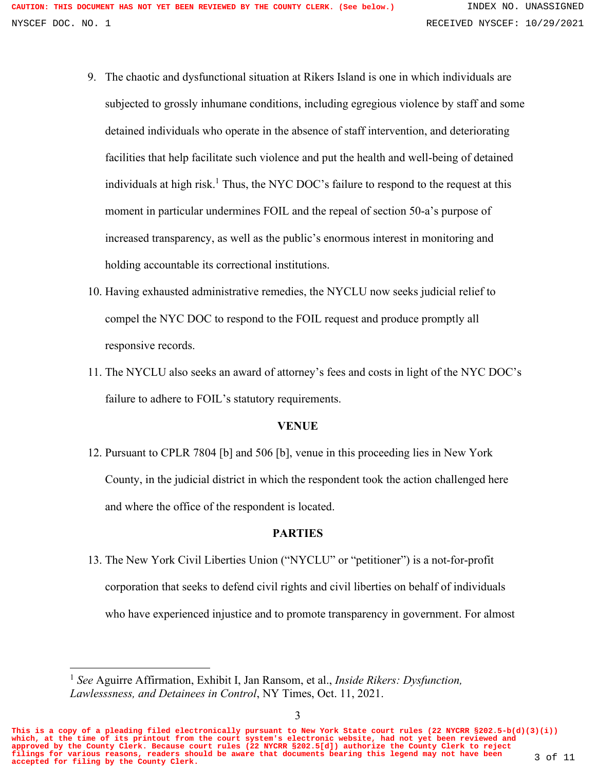9. The chaotic and dysfunctional situation at Rikers Island is one in which individuals are subjected to grossly inhumane conditions, including egregious violence by staff and some detained individuals who operate in the absence of staff intervention, and deteriorating facilities that help facilitate such violence and put the health and well-being of detained individuals at high risk.[1] Thus, the NYC DOC's failure to respond to the request at this moment in particular undermines FOIL and the repeal of section 50-a's purpose of increased transparency, as well as the public's enormous interest in monitoring and holding accountable its correctional institutions.

10. Having exhausted administrative remedies, the NYCLU now seeks judicial relief to compel the NYC DOC to respond to the FOIL request and produce promptly all responsive records.

11. The NYCLU also seeks an award of attorney's fees and costs in light of the NYC DOC's failure to adhere to FOIL's statutory requirements.

**VENUE**

12. Pursuant to CPLR 7804 [b] and 506 [b], venue in this proceeding lies in New York County, in the judicial district in which the respondent took the action challenged here and where the office of the respondent is located.

**PARTIES**

13. The New York Civil Liberties Union ("NYCLU" or "petitioner") is a not-for-profit corporation that seeks to defend civil rights and civil liberties on behalf of individuals who have experienced injustice and to promote transparency in government. For almost

---

[1] *See* Aguirre Affirmation, Exhibit I, Jan Ransom, et al., *Inside Rikers: Dysfunction, Lawlesssness, and Detainees in Control*, NY Times, Oct. 11, 2021.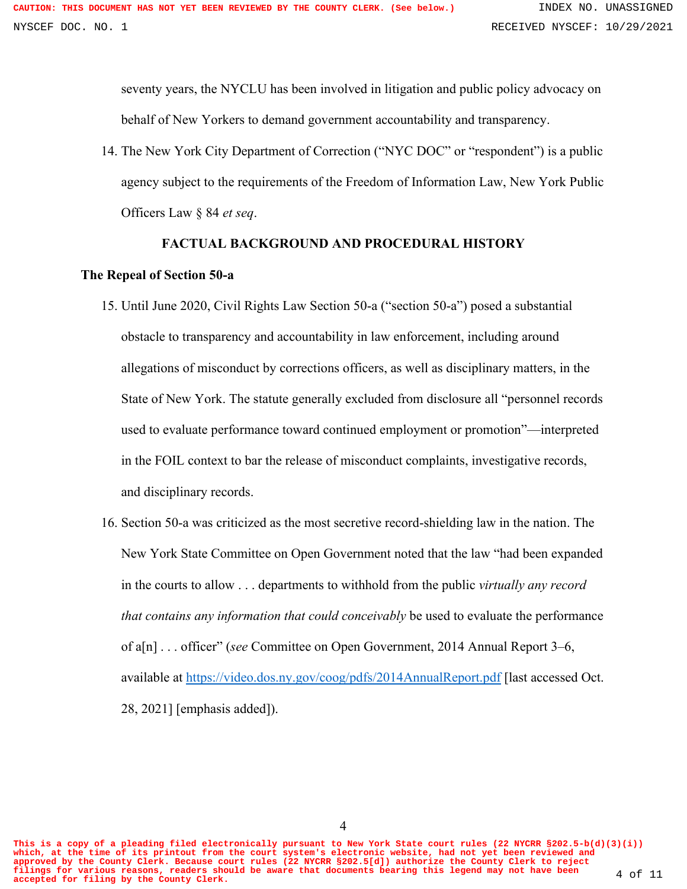seventy years, the NYCLU has been involved in litigation and public policy advocacy on behalf of New Yorkers to demand government accountability and transparency.

14. The New York City Department of Correction ("NYC DOC" or "respondent") is a public agency subject to the requirements of the Freedom of Information Law, New York Public Officers Law § 84 *et seq*.

## FACTUAL BACKGROUND AND PROCEDURAL HISTORY

### The Repeal of Section 50-a

15. Until June 2020, Civil Rights Law Section 50-a ("section 50-a") posed a substantial obstacle to transparency and accountability in law enforcement, including around allegations of misconduct by corrections officers, as well as disciplinary matters, in the State of New York. The statute generally excluded from disclosure all "personnel records used to evaluate performance toward continued employment or promotion"—interpreted in the FOIL context to bar the release of misconduct complaints, investigative records, and disciplinary records.

16. Section 50-a was criticized as the most secretive record-shielding law in the nation. The New York State Committee on Open Government noted that the law "had been expanded in the courts to allow . . . departments to withhold from the public *virtually any record that contains any information that could conceivably* be used to evaluate the performance of a[n] . . . officer" (*see* Committee on Open Government, 2014 Annual Report 3–6, available at https://video.dos.ny.gov/coog/pdfs/2014AnnualReport.pdf [last accessed Oct. 28, 2021] [emphasis added]).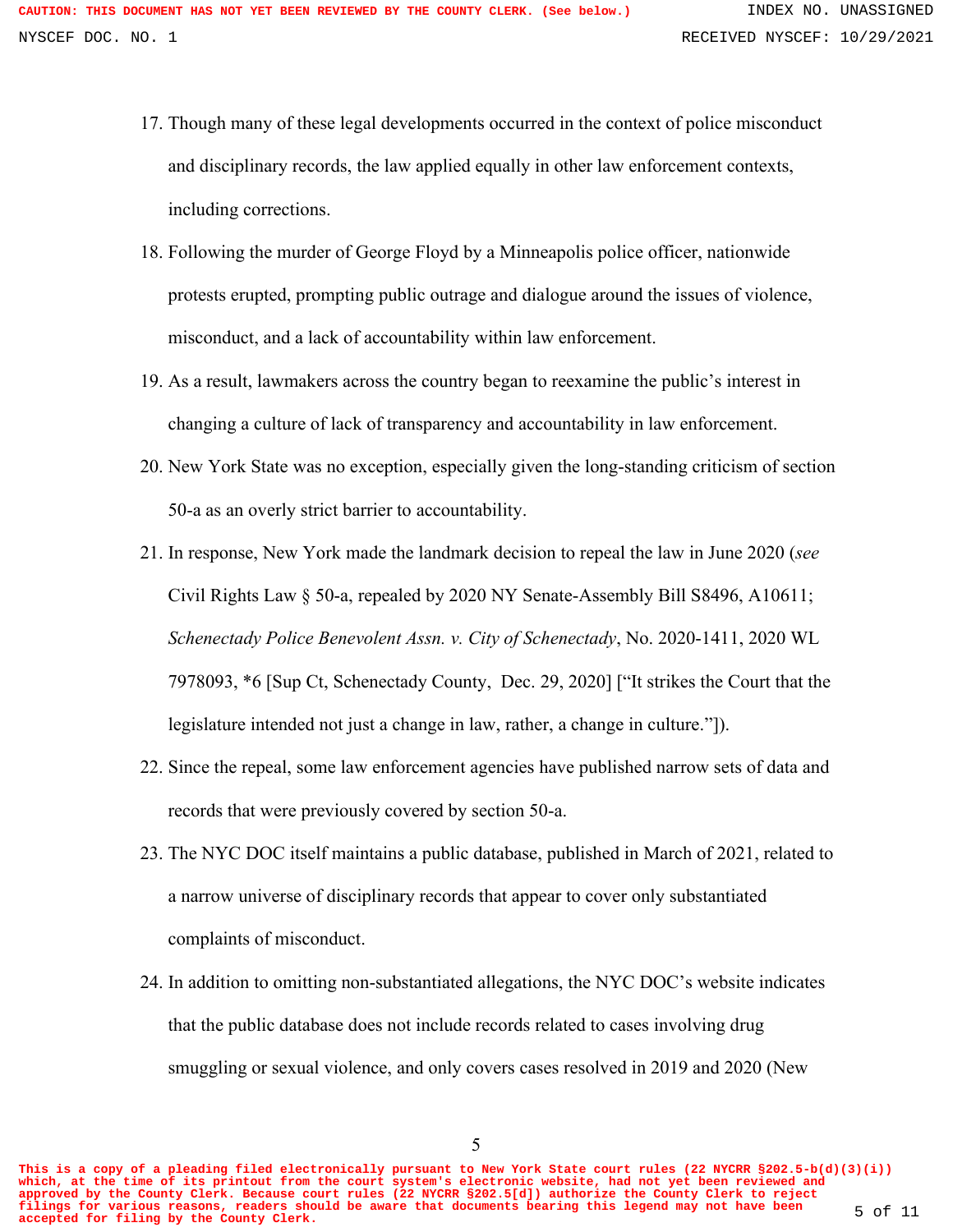17. Though many of these legal developments occurred in the context of police misconduct and disciplinary records, the law applied equally in other law enforcement contexts, including corrections.

18. Following the murder of George Floyd by a Minneapolis police officer, nationwide protests erupted, prompting public outrage and dialogue around the issues of violence, misconduct, and a lack of accountability within law enforcement.

19. As a result, lawmakers across the country began to reexamine the public's interest in changing a culture of lack of transparency and accountability in law enforcement.

20. New York State was no exception, especially given the long-standing criticism of section 50-a as an overly strict barrier to accountability.

21. In response, New York made the landmark decision to repeal the law in June 2020 (*see* Civil Rights Law § 50-a, repealed by 2020 NY Senate-Assembly Bill S8496, A10611; *Schenectady Police Benevolent Assn. v. City of Schenectady*, No. 2020-1411, 2020 WL 7978093, *6 [Sup Ct, Schenectady County, Dec. 29, 2020] ["It strikes the Court that the legislature intended not just a change in law, rather, a change in culture."]).

22. Since the repeal, some law enforcement agencies have published narrow sets of data and records that were previously covered by section 50-a.

23. The NYC DOC itself maintains a public database, published in March of 2021, related to a narrow universe of disciplinary records that appear to cover only substantiated complaints of misconduct.

24. In addition to omitting non-substantiated allegations, the NYC DOC's website indicates that the public database does not include records related to cases involving drug smuggling or sexual violence, and only covers cases resolved in 2019 and 2020 (New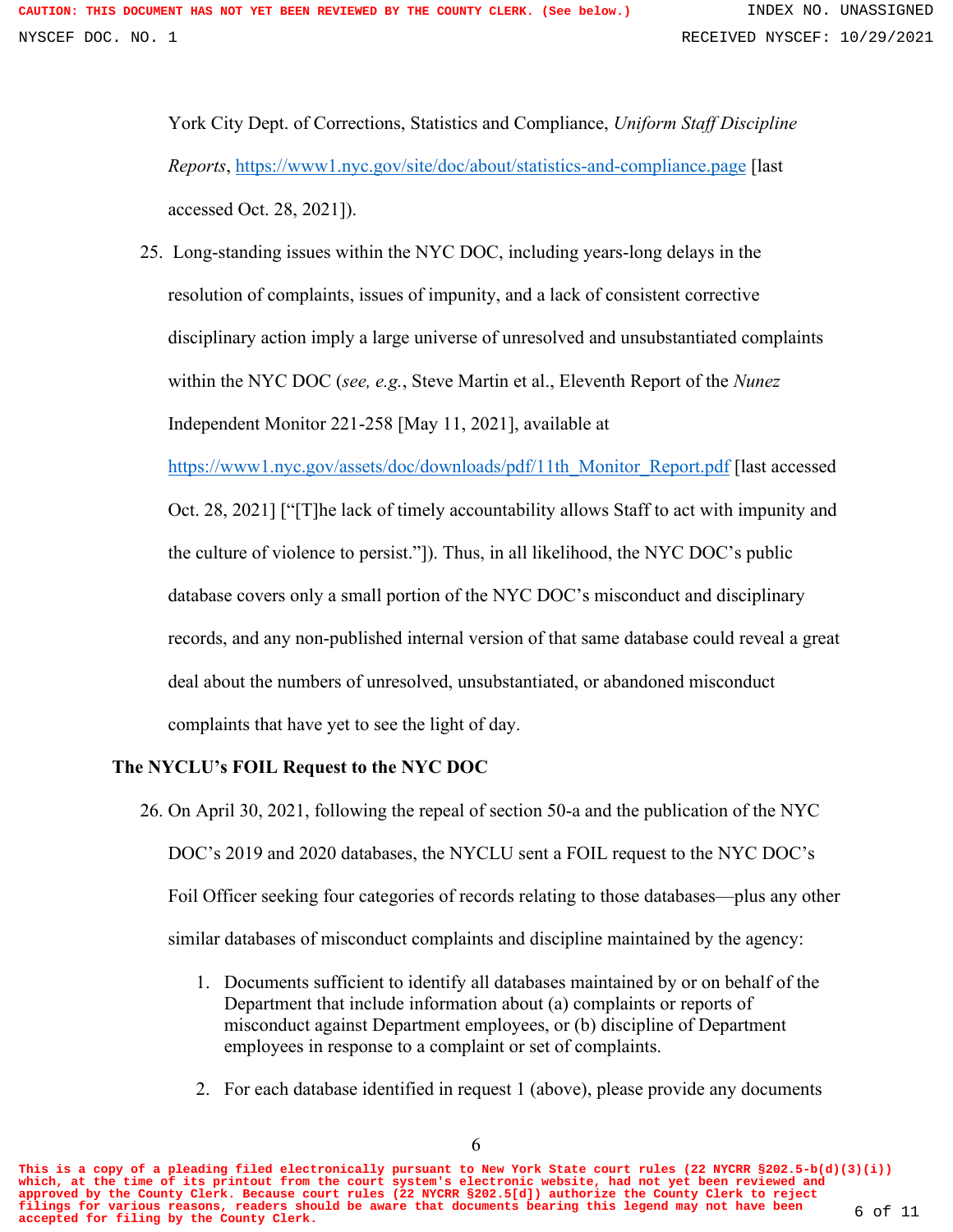York City Dept. of Corrections, Statistics and Compliance, *Uniform Staff Discipline Reports*, https://www1.nyc.gov/site/doc/about/statistics-and-compliance.page [last accessed Oct. 28, 2021]).

25. Long-standing issues within the NYC DOC, including years-long delays in the resolution of complaints, issues of impunity, and a lack of consistent corrective disciplinary action imply a large universe of unresolved and unsubstantiated complaints within the NYC DOC (*see, e.g.*, Steve Martin et al., Eleventh Report of the *Nunez* Independent Monitor 221-258 [May 11, 2021], available at https://www1.nyc.gov/assets/doc/downloads/pdf/11th_Monitor_Report.pdf [last accessed Oct. 28, 2021] ["[T]he lack of timely accountability allows Staff to act with impunity and the culture of violence to persist."]). Thus, in all likelihood, the NYC DOC's public database covers only a small portion of the NYC DOC's misconduct and disciplinary records, and any non-published internal version of that same database could reveal a great deal about the numbers of unresolved, unsubstantiated, or abandoned misconduct complaints that have yet to see the light of day.

**The NYCLU's FOIL Request to the NYC DOC**

26. On April 30, 2021, following the repeal of section 50-a and the publication of the NYC DOC's 2019 and 2020 databases, the NYCLU sent a FOIL request to the NYC DOC's Foil Officer seeking four categories of records relating to those databases—plus any other similar databases of misconduct complaints and discipline maintained by the agency:

    1. Documents sufficient to identify all databases maintained by or on behalf of the Department that include information about (a) complaints or reports of misconduct against Department employees, or (b) discipline of Department employees in response to a complaint or set of complaints.

    2. For each database identified in request 1 (above), please provide any documents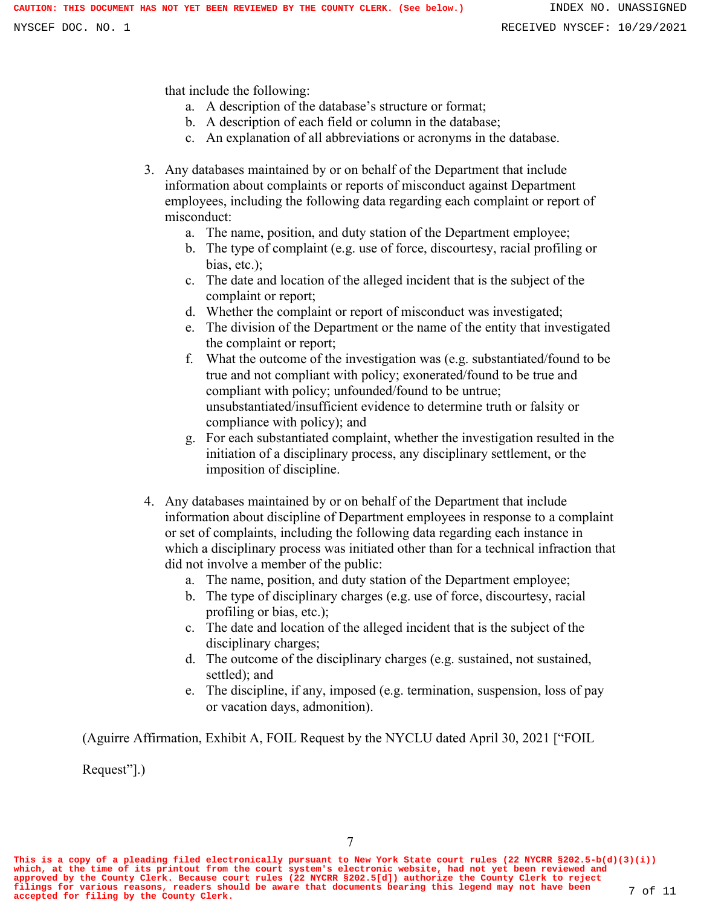that include the following:

a. A description of the database's structure or format;
b. A description of each field or column in the database;
c. An explanation of all abbreviations or acronyms in the database.

3. Any databases maintained by or on behalf of the Department that include information about complaints or reports of misconduct against Department employees, including the following data regarding each complaint or report of misconduct:
   a. The name, position, and duty station of the Department employee;
   b. The type of complaint (e.g. use of force, discourtesy, racial profiling or bias, etc.);
   c. The date and location of the alleged incident that is the subject of the complaint or report;
   d. Whether the complaint or report of misconduct was investigated;
   e. The division of the Department or the name of the entity that investigated the complaint or report;
   f. What the outcome of the investigation was (e.g. substantiated/found to be true and not compliant with policy; exonerated/found to be true and compliant with policy; unfounded/found to be untrue; unsubstantiated/insufficient evidence to determine truth or falsity or compliance with policy); and
   g. For each substantiated complaint, whether the investigation resulted in the initiation of a disciplinary process, any disciplinary settlement, or the imposition of discipline.

4. Any databases maintained by or on behalf of the Department that include information about discipline of Department employees in response to a complaint or set of complaints, including the following data regarding each instance in which a disciplinary process was initiated other than for a technical infraction that did not involve a member of the public:
   a. The name, position, and duty station of the Department employee;
   b. The type of disciplinary charges (e.g. use of force, discourtesy, racial profiling or bias, etc.);
   c. The date and location of the alleged incident that is the subject of the disciplinary charges;
   d. The outcome of the disciplinary charges (e.g. sustained, not sustained, settled); and
   e. The discipline, if any, imposed (e.g. termination, suspension, loss of pay or vacation days, admonition).

(Aguirre Affirmation, Exhibit A, FOIL Request by the NYCLU dated April 30, 2021 ["FOIL Request"].)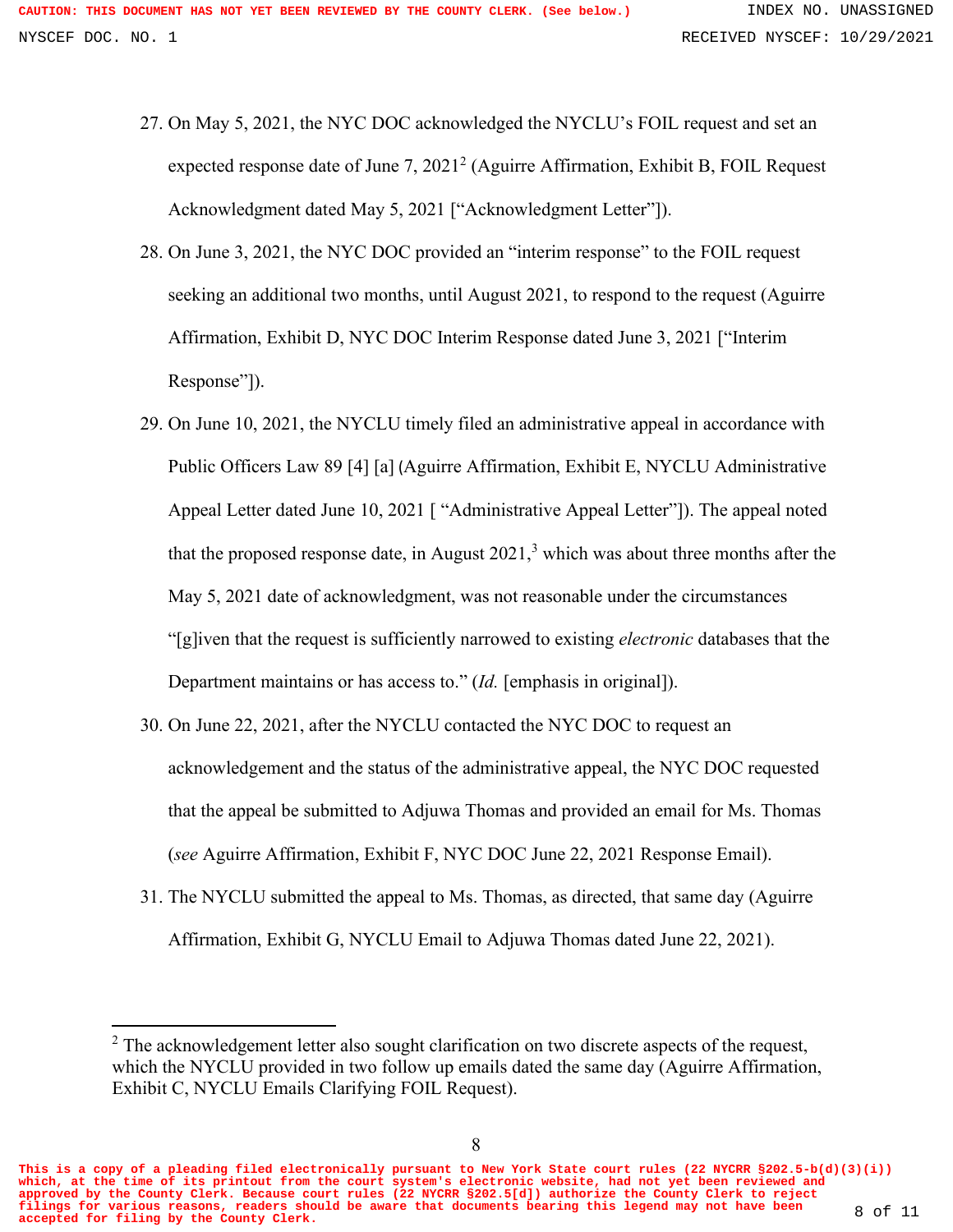27. On May 5, 2021, the NYC DOC acknowledged the NYCLU's FOIL request and set an expected response date of June 7, 2021[2] (Aguirre Affirmation, Exhibit B, FOIL Request Acknowledgment dated May 5, 2021 ["Acknowledgment Letter"]).

28. On June 3, 2021, the NYC DOC provided an "interim response" to the FOIL request seeking an additional two months, until August 2021, to respond to the request (Aguirre Affirmation, Exhibit D, NYC DOC Interim Response dated June 3, 2021 ["Interim Response"]).

29. On June 10, 2021, the NYCLU timely filed an administrative appeal in accordance with Public Officers Law 89 [4] [a] (Aguirre Affirmation, Exhibit E, NYCLU Administrative Appeal Letter dated June 10, 2021 [ "Administrative Appeal Letter"]). The appeal noted that the proposed response date, in August 2021,[3] which was about three months after the May 5, 2021 date of acknowledgment, was not reasonable under the circumstances "[g]iven that the request is sufficiently narrowed to existing *electronic* databases that the Department maintains or has access to." (*Id.* [emphasis in original]).

30. On June 22, 2021, after the NYCLU contacted the NYC DOC to request an acknowledgement and the status of the administrative appeal, the NYC DOC requested that the appeal be submitted to Adjuwa Thomas and provided an email for Ms. Thomas (*see* Aguirre Affirmation, Exhibit F, NYC DOC June 22, 2021 Response Email).

31. The NYCLU submitted the appeal to Ms. Thomas, as directed, that same day (Aguirre Affirmation, Exhibit G, NYCLU Email to Adjuwa Thomas dated June 22, 2021).

---

[2] The acknowledgement letter also sought clarification on two discrete aspects of the request, which the NYCLU provided in two follow up emails dated the same day (Aguirre Affirmation, Exhibit C, NYCLU Emails Clarifying FOIL Request).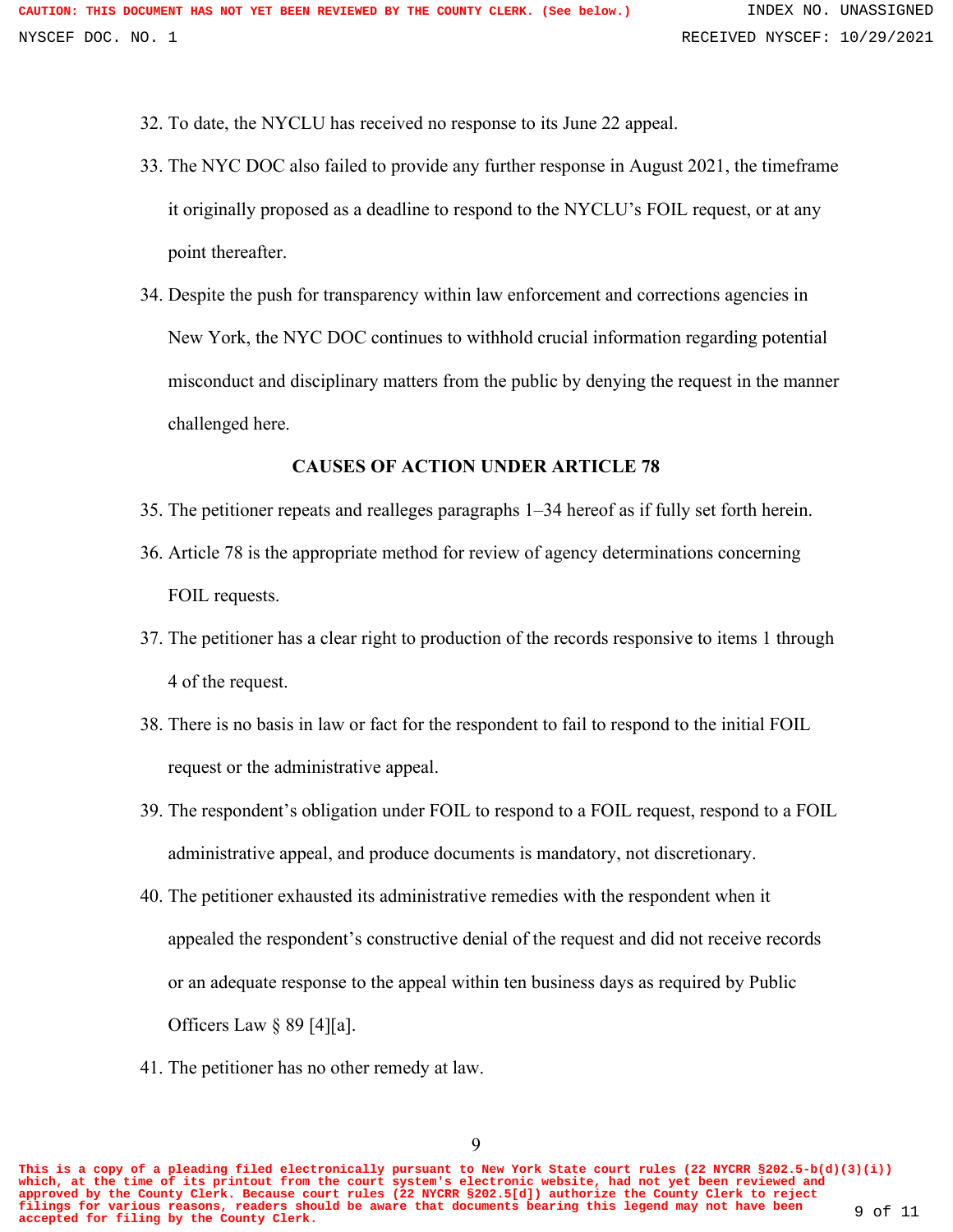32. To date, the NYCLU has received no response to its June 22 appeal.
33. The NYC DOC also failed to provide any further response in August 2021, the timeframe it originally proposed as a deadline to respond to the NYCLU's FOIL request, or at any point thereafter.
34. Despite the push for transparency within law enforcement and corrections agencies in New York, the NYC DOC continues to withhold crucial information regarding potential misconduct and disciplinary matters from the public by denying the request in the manner challenged here.

**CAUSES OF ACTION UNDER ARTICLE 78**

35. The petitioner repeats and realleges paragraphs 1–34 hereof as if fully set forth herein.
36. Article 78 is the appropriate method for review of agency determinations concerning FOIL requests.
37. The petitioner has a clear right to production of the records responsive to items 1 through 4 of the request.
38. There is no basis in law or fact for the respondent to fail to respond to the initial FOIL request or the administrative appeal.
39. The respondent's obligation under FOIL to respond to a FOIL request, respond to a FOIL administrative appeal, and produce documents is mandatory, not discretionary.
40. The petitioner exhausted its administrative remedies with the respondent when it appealed the respondent's constructive denial of the request and did not receive records or an adequate response to the appeal within ten business days as required by Public Officers Law § 89 [4][a].
41. The petitioner has no other remedy at law.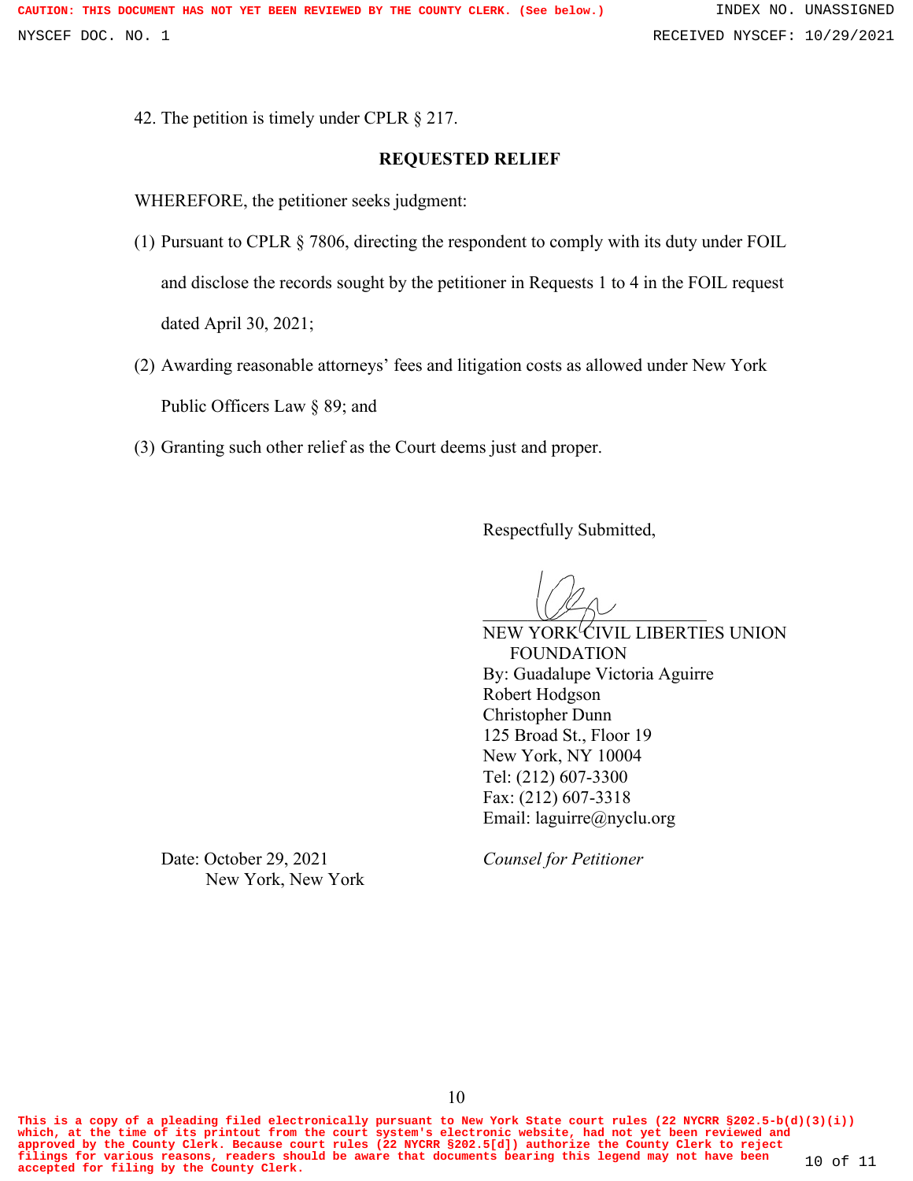42. The petition is timely under CPLR § 217.

## REQUESTED RELIEF

WHEREFORE, the petitioner seeks judgment:

(1) Pursuant to CPLR § 7806, directing the respondent to comply with its duty under FOIL and disclose the records sought by the petitioner in Requests 1 to 4 in the FOIL request dated April 30, 2021;

(2) Awarding reasonable attorneys' fees and litigation costs as allowed under New York Public Officers Law § 89; and

(3) Granting such other relief as the Court deems just and proper.

Respectfully Submitted,

NEW YORK CIVIL LIBERTIES UNION FOUNDATION
By: Guadalupe Victoria Aguirre
Robert Hodgson
Christopher Dunn
125 Broad St., Floor 19
New York, NY 10004
Tel: (212) 607-3300
Fax: (212) 607-3318
Email: laguirre@nyclu.org

*Counsel for Petitioner*

Date: October 29, 2021
New York, New York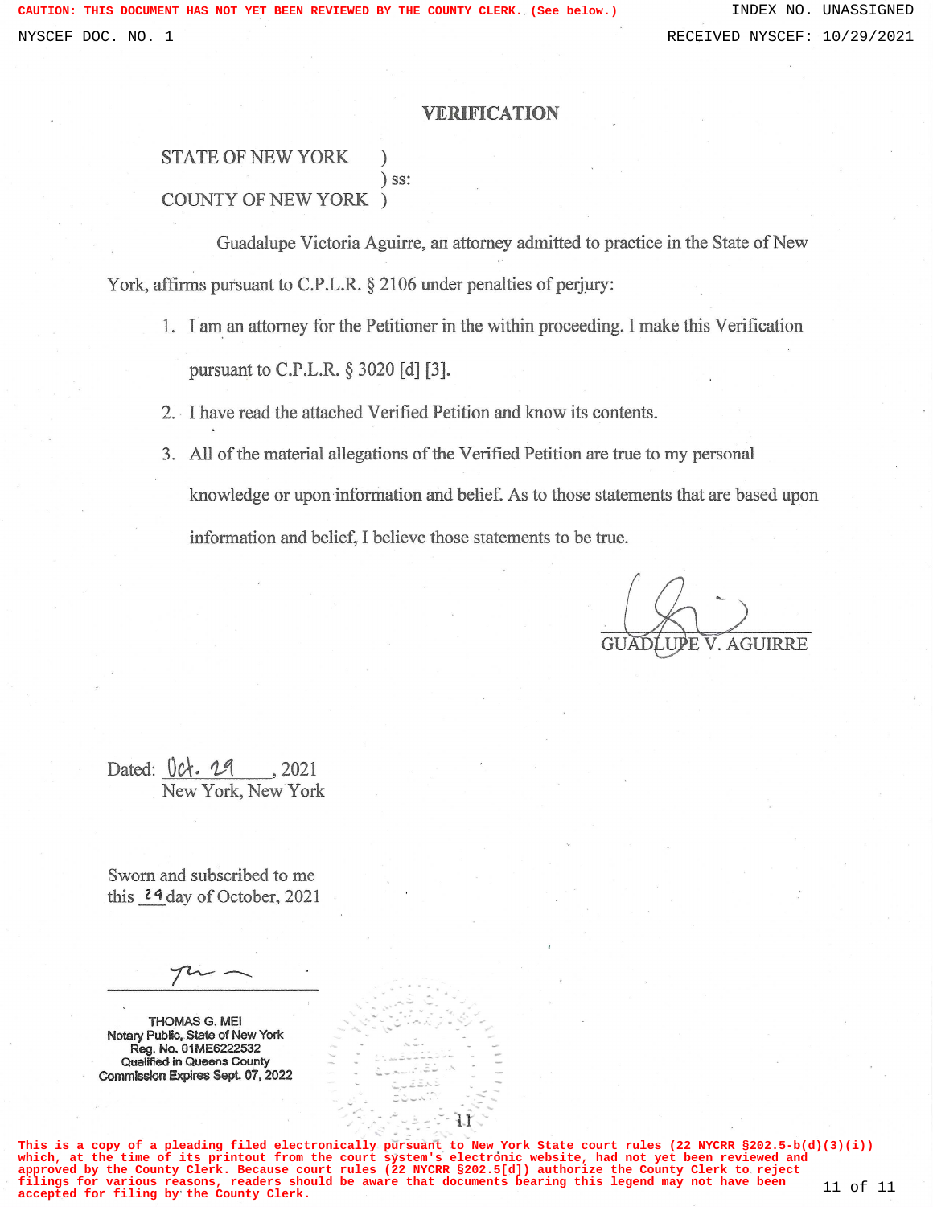CAUTION: THIS DOCUMENT HAS NOT YET BEEN REVIEWED BY THE COUNTY CLERK. (See below.)

INDEX NO. UNASSIGNED

NYSCEF DOC. NO. 1

RECEIVED NYSCEF: 10/29/2021

# VERIFICATION

STATE OF NEW YORK )
) ss:
COUNTY OF NEW YORK )

Guadalupe Victoria Aguirre, an attorney admitted to practice in the State of New York, affirms pursuant to C.P.L.R. § 2106 under penalties of perjury:

1. I am an attorney for the Petitioner in the within proceeding. I make this Verification pursuant to C.P.L.R. § 3020 [d] [3].
2. I have read the attached Verified Petition and know its contents.
3. All of the material allegations of the Verified Petition are true to my personal knowledge or upon information and belief. As to those statements that are based upon information and belief, I believe those statements to be true.

GUADLUPE V. AGUIRRE

Dated: Oct. 29, 2021
New York, New York

Sworn and subscribed to me
this 29 day of October, 2021

THOMAS G. MEI
Notary Public, State of New York
Reg. No. 01ME6222532
Qualified in Queens County
Commission Expires Sept. 07, 2022

This is a copy of a pleading filed electronically pursuant to New York State court rules (22 NYCRR §202.5-b(d)(3)(i)) which, at the time of its printout from the court system's electronic website, had not yet been reviewed and approved by the County Clerk. Because court rules (22 NYCRR §202.5[d]) authorize the County Clerk to reject filings for various reasons, readers should be aware that documents bearing this legend may not have been accepted for filing by the County Clerk.